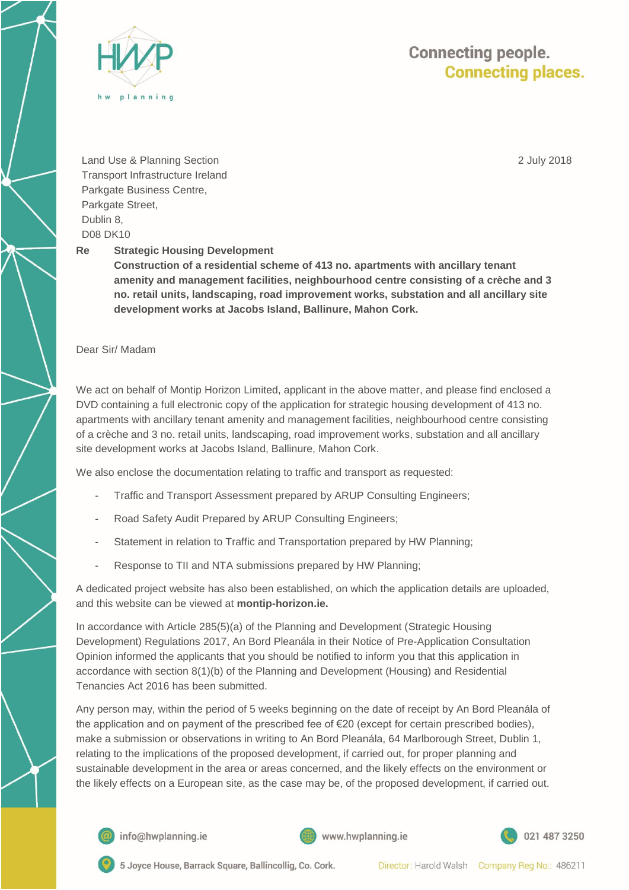Land Use & Planning Section
Transport Infrastructure Ireland
Parkgate Business Centre,
Parkgate Street,
Dublin 8,
D08 DK10

2 July 2018

**Re** **Strategic Housing Development**
**Construction of a residential scheme of 413 no. apartments with ancillary tenant amenity and management facilities, neighbourhood centre consisting of a crèche and 3 no. retail units, landscaping, road improvement works, substation and all ancillary site development works at Jacobs Island, Ballinure, Mahon Cork.**

Dear Sir/ Madam

We act on behalf of Montip Horizon Limited, applicant in the above matter, and please find enclosed a DVD containing a full electronic copy of the application for strategic housing development of 413 no. apartments with ancillary tenant amenity and management facilities, neighbourhood centre consisting of a crèche and 3 no. retail units, landscaping, road improvement works, substation and all ancillary site development works at Jacobs Island, Ballinure, Mahon Cork.

We also enclose the documentation relating to traffic and transport as requested:

- Traffic and Transport Assessment prepared by ARUP Consulting Engineers;
- Road Safety Audit Prepared by ARUP Consulting Engineers;
- Statement in relation to Traffic and Transportation prepared by HW Planning;
- Response to TII and NTA submissions prepared by HW Planning;

A dedicated project website has also been established, on which the application details are uploaded, and this website can be viewed at **montip-horizon.ie.**

In accordance with Article 285(5)(a) of the Planning and Development (Strategic Housing Development) Regulations 2017, An Bord Pleanála in their Notice of Pre-Application Consultation Opinion informed the applicants that you should be notified to inform you that this application in accordance with section 8(1)(b) of the Planning and Development (Housing) and Residential Tenancies Act 2016 has been submitted.

Any person may, within the period of 5 weeks beginning on the date of receipt by An Bord Pleanála of the application and on payment of the prescribed fee of €20 (except for certain prescribed bodies), make a submission or observations in writing to An Bord Pleanála, 64 Marlborough Street, Dublin 1, relating to the implications of the proposed development, if carried out, for proper planning and sustainable development in the area or areas concerned, and the likely effects on the environment or the likely effects on a European site, as the case may be, of the proposed development, if carried out.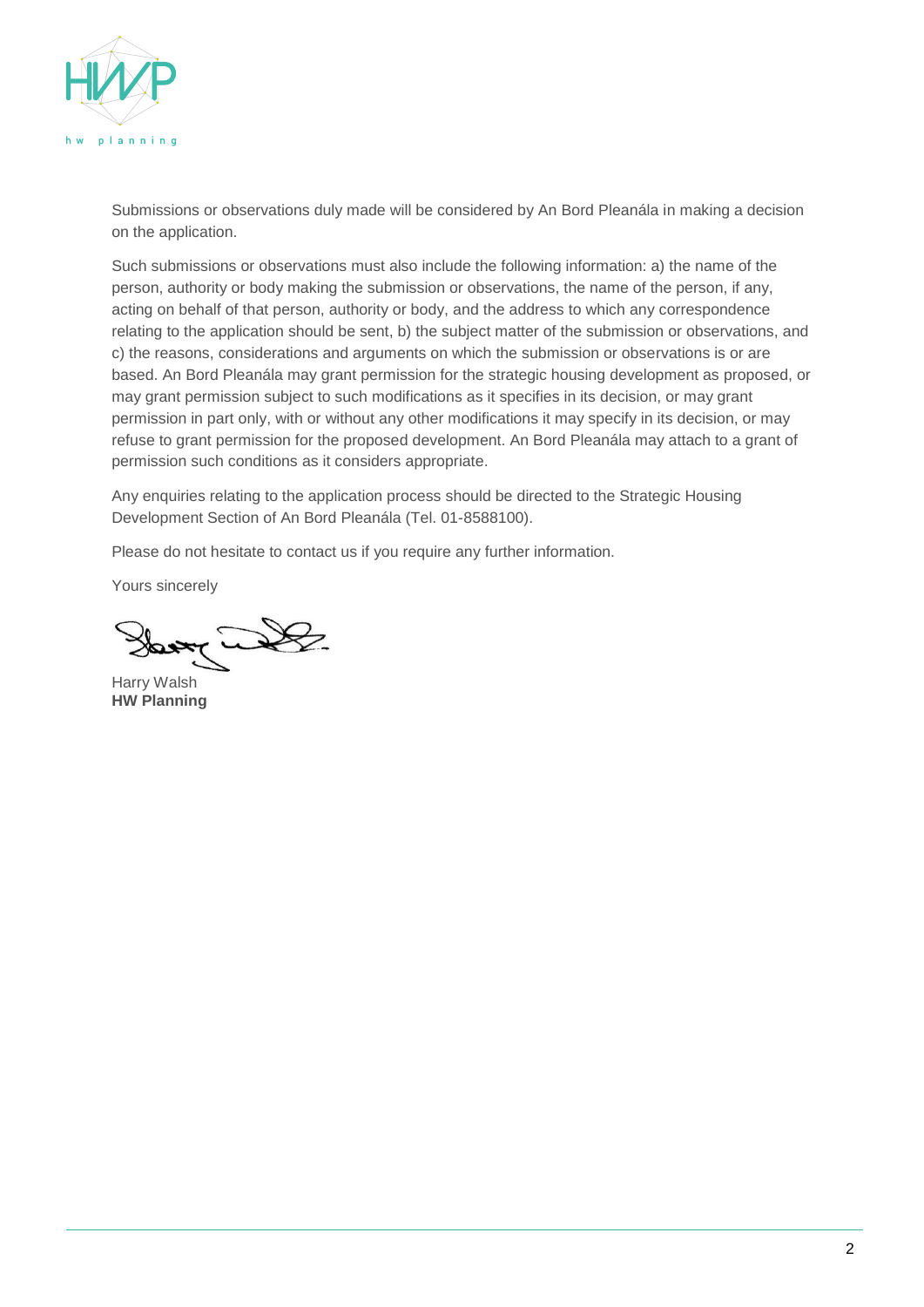Submissions or observations duly made will be considered by An Bord Pleanála in making a decision on the application.

Such submissions or observations must also include the following information: a) the name of the person, authority or body making the submission or observations, the name of the person, if any, acting on behalf of that person, authority or body, and the address to which any correspondence relating to the application should be sent, b) the subject matter of the submission or observations, and c) the reasons, considerations and arguments on which the submission or observations is or are based. An Bord Pleanála may grant permission for the strategic housing development as proposed, or may grant permission subject to such modifications as it specifies in its decision, or may grant permission in part only, with or without any other modifications it may specify in its decision, or may refuse to grant permission for the proposed development. An Bord Pleanála may attach to a grant of permission such conditions as it considers appropriate.

Any enquiries relating to the application process should be directed to the Strategic Housing Development Section of An Bord Pleanála (Tel. 01-8588100).

Please do not hesitate to contact us if you require any further information.

Yours sincerely

Harry Walsh
**HW Planning**